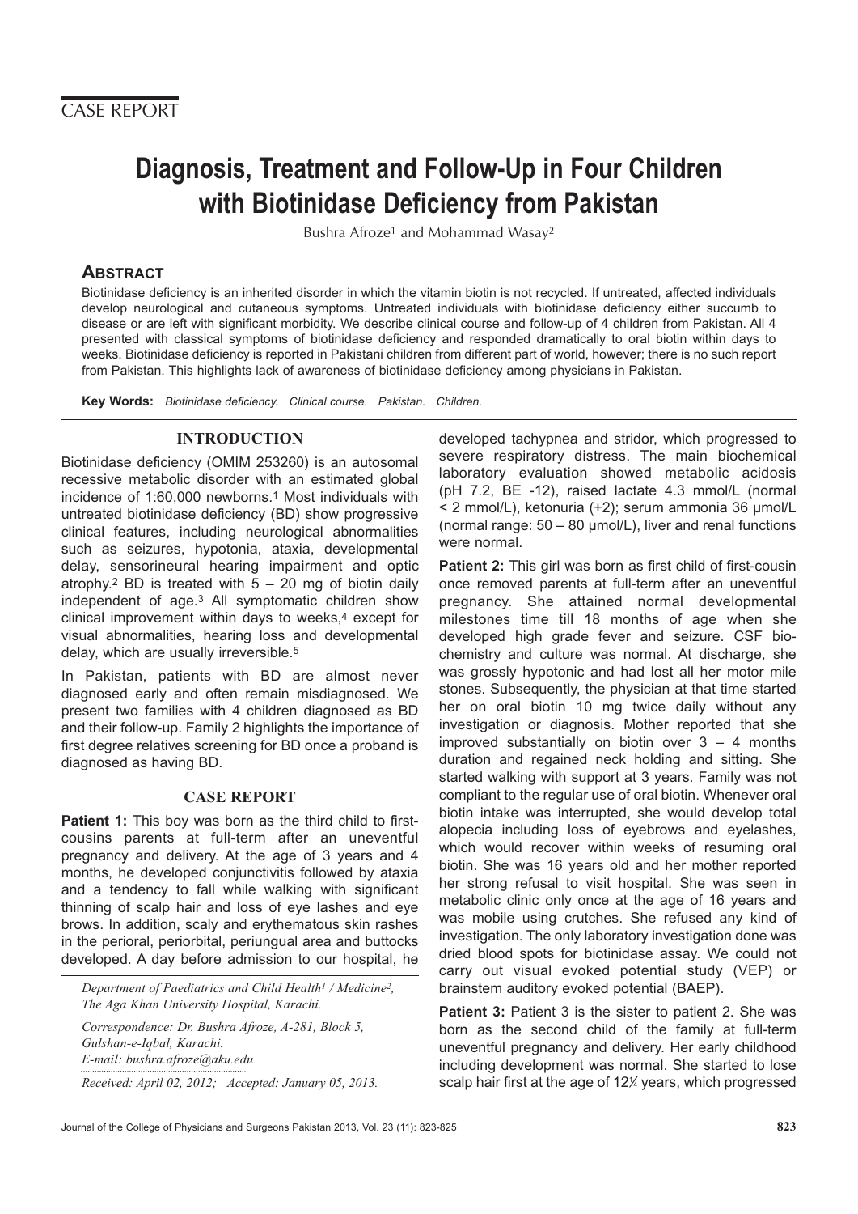CASE REPORT

# Diagnosis, Treatment and Follow-Up in Four Children with Biotinidase Deficiency from Pakistan

Bushra Afroze[1] and Mohammad Wasay[2]

## ABSTRACT

Biotinidase deficiency is an inherited disorder in which the vitamin biotin is not recycled. If untreated, affected individuals develop neurological and cutaneous symptoms. Untreated individuals with biotinidase deficiency either succumb to disease or are left with significant morbidity. We describe clinical course and follow-up of 4 children from Pakistan. All 4 presented with classical symptoms of biotinidase deficiency and responded dramatically to oral biotin within days to weeks. Biotinidase deficiency is reported in Pakistani children from different part of world, however; there is no such report from Pakistan. This highlights lack of awareness of biotinidase deficiency among physicians in Pakistan.

**Key Words:** *Biotinidase deficiency. Clinical course. Pakistan. Children.*

## INTRODUCTION

Biotinidase deficiency (OMIM 253260) is an autosomal recessive metabolic disorder with an estimated global incidence of 1:60,000 newborns.[1] Most individuals with untreated biotinidase deficiency (BD) show progressive clinical features, including neurological abnormalities such as seizures, hypotonia, ataxia, developmental delay, sensorineural hearing impairment and optic atrophy.[2] BD is treated with 5 – 20 mg of biotin daily independent of age.[3] All symptomatic children show clinical improvement within days to weeks,[4] except for visual abnormalities, hearing loss and developmental delay, which are usually irreversible.[5]

In Pakistan, patients with BD are almost never diagnosed early and often remain misdiagnosed. We present two families with 4 children diagnosed as BD and their follow-up. Family 2 highlights the importance of first degree relatives screening for BD once a proband is diagnosed as having BD.

## CASE REPORT

**Patient 1:** This boy was born as the third child to first-cousins parents at full-term after an uneventful pregnancy and delivery. At the age of 3 years and 4 months, he developed conjunctivitis followed by ataxia and a tendency to fall while walking with significant thinning of scalp hair and loss of eye lashes and eye brows. In addition, scaly and erythematous skin rashes in the perioral, periorbital, periungual area and buttocks developed. A day before admission to our hospital, he developed tachypnea and stridor, which progressed to severe respiratory distress. The main biochemical laboratory evaluation showed metabolic acidosis (pH 7.2, BE -12), raised lactate 4.3 mmol/L (normal < 2 mmol/L), ketonuria (+2); serum ammonia 36 µmol/L (normal range: 50 – 80 µmol/L), liver and renal functions were normal.

**Patient 2:** This girl was born as first child of first-cousin once removed parents at full-term after an uneventful pregnancy. She attained normal developmental milestones time till 18 months of age when she developed high grade fever and seizure. CSF biochemistry and culture was normal. At discharge, she was grossly hypotonic and had lost all her motor mile stones. Subsequently, the physician at that time started her on oral biotin 10 mg twice daily without any investigation or diagnosis. Mother reported that she improved substantially on biotin over 3 – 4 months duration and regained neck holding and sitting. She started walking with support at 3 years. Family was not compliant to the regular use of oral biotin. Whenever oral biotin intake was interrupted, she would develop total alopecia including loss of eyebrows and eyelashes, which would recover within weeks of resuming oral biotin. She was 16 years old and her mother reported her strong refusal to visit hospital. She was seen in metabolic clinic only once at the age of 16 years and was mobile using crutches. She refused any kind of investigation. The only laboratory investigation done was dried blood spots for biotinidase assay. We could not carry out visual evoked potential study (VEP) or brainstem auditory evoked potential (BAEP).

**Patient 3:** Patient 3 is the sister to patient 2. She was born as the second child of the family at full-term uneventful pregnancy and delivery. Her early childhood including development was normal. She started to lose scalp hair first at the age of 12¼ years, which progressed

*Department of Paediatrics and Child Health[1] / Medicine[2], The Aga Khan University Hospital, Karachi.*

*Correspondence: Dr. Bushra Afroze, A-281, Block 5, Gulshan-e-Iqbal, Karachi.*
*E-mail: bushra.afroze@aku.edu*

*Received: April 02, 2012; Accepted: January 05, 2013.*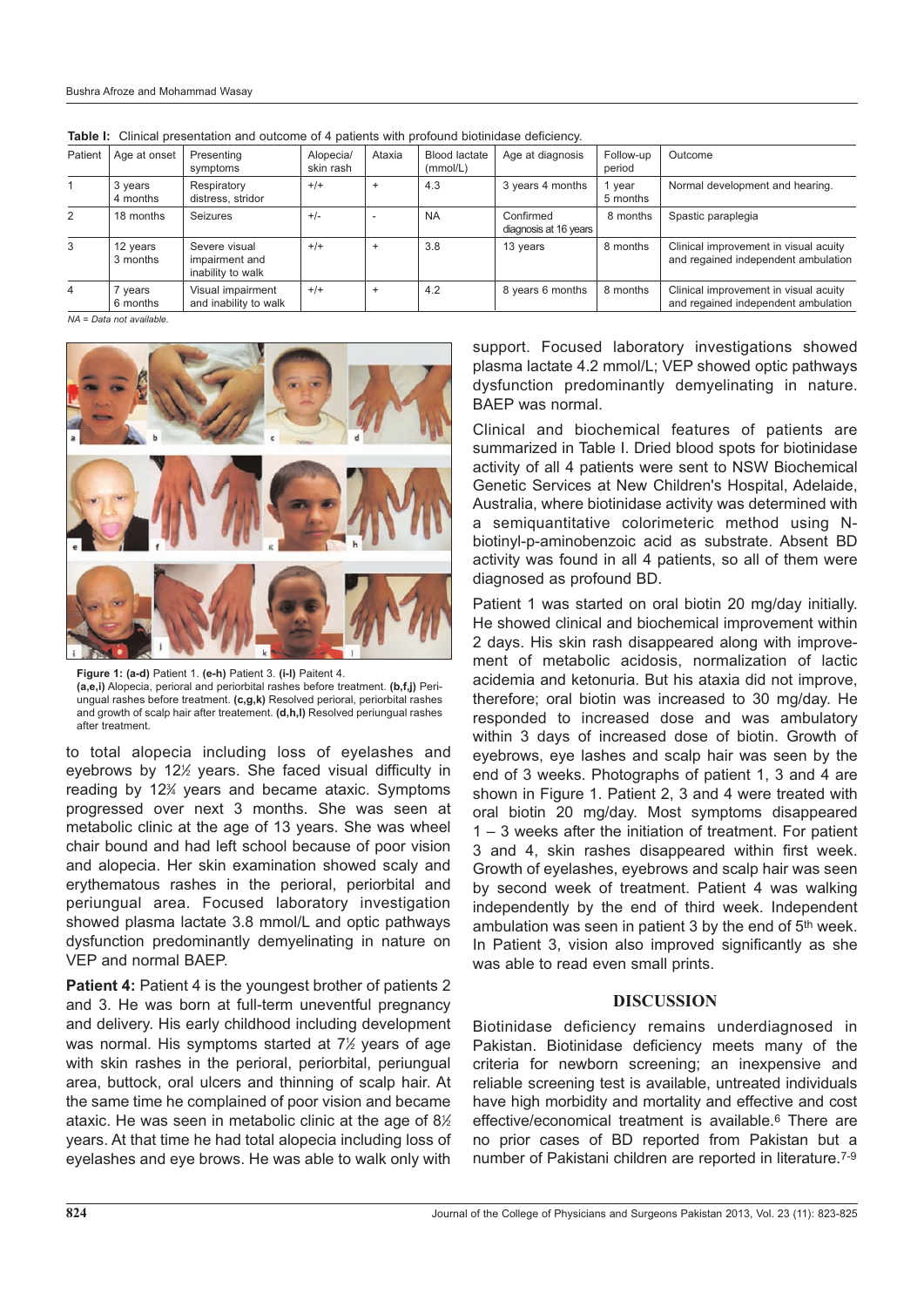**Table I:** Clinical presentation and outcome of 4 patients with profound biotinidase deficiency.

| Patient | Age at onset | Presenting symptoms | Alopecia/ skin rash | Ataxia | Blood lactate (mmol/L) | Age at diagnosis | Follow-up period | Outcome |
|---|---|---|---|---|---|---|---|---|
| 1 | 3 years 4 months | Respiratory distress, stridor | +/+ | + | 4.3 | 3 years 4 months | 1 year 5 months | Normal development and hearing. |
| 2 | 18 months | Seizures | +/- | - | NA | Confirmed diagnosis at 16 years | 8 months | Spastic paraplegia |
| 3 | 12 years 3 months | Severe visual impairment and inability to walk | +/+ | + | 3.8 | 13 years | 8 months | Clinical improvement in visual acuity and regained independent ambulation |
| 4 | 7 years 6 months | Visual impairment and inability to walk | +/+ | + | 4.2 | 8 years 6 months | 8 months | Clinical improvement in visual acuity and regained independent ambulation |

*NA = Data not available.*

**Figure 1: (a-d)** Patient 1. **(e-h)** Patient 3. **(i-l)** Paitent 4. **(a,e,i)** Alopecia, perioral and periorbital rashes before treatment. **(b,f,j)** Periungual rashes before treatment. **(c,g,k)** Resolved perioral, periorbital rashes and growth of scalp hair after treatement. **(d,h,l)** Resolved periungual rashes after treatment.

to total alopecia including loss of eyelashes and eyebrows by 12½ years. She faced visual difficulty in reading by 12¾ years and became ataxic. Symptoms progressed over next 3 months. She was seen at metabolic clinic at the age of 13 years. She was wheel chair bound and had left school because of poor vision and alopecia. Her skin examination showed scaly and erythematous rashes in the perioral, periorbital and periungual area. Focused laboratory investigation showed plasma lactate 3.8 mmol/L and optic pathways dysfunction predominantly demyelinating in nature on VEP and normal BAEP.

**Patient 4:** Patient 4 is the youngest brother of patients 2 and 3. He was born at full-term uneventful pregnancy and delivery. His early childhood including development was normal. His symptoms started at 7½ years of age with skin rashes in the perioral, periorbital, periungual area, buttock, oral ulcers and thinning of scalp hair. At the same time he complained of poor vision and became ataxic. He was seen in metabolic clinic at the age of 8½ years. At that time he had total alopecia including loss of eyelashes and eye brows. He was able to walk only with support. Focused laboratory investigations showed plasma lactate 4.2 mmol/L; VEP showed optic pathways dysfunction predominantly demyelinating in nature. BAEP was normal.

Clinical and biochemical features of patients are summarized in Table I. Dried blood spots for biotinidase activity of all 4 patients were sent to NSW Biochemical Genetic Services at New Children's Hospital, Adelaide, Australia, where biotinidase activity was determined with a semiquantitative colorimeteric method using N-biotinyl-p-aminobenzoic acid as substrate. Absent BD activity was found in all 4 patients, so all of them were diagnosed as profound BD.

Patient 1 was started on oral biotin 20 mg/day initially. He showed clinical and biochemical improvement within 2 days. His skin rash disappeared along with improvement of metabolic acidosis, normalization of lactic acidemia and ketonuria. But his ataxia did not improve, therefore; oral biotin was increased to 30 mg/day. He responded to increased dose and was ambulatory within 3 days of increased dose of biotin. Growth of eyebrows, eye lashes and scalp hair was seen by the end of 3 weeks. Photographs of patient 1, 3 and 4 are shown in Figure 1. Patient 2, 3 and 4 were treated with oral biotin 20 mg/day. Most symptoms disappeared 1 – 3 weeks after the initiation of treatment. For patient 3 and 4, skin rashes disappeared within first week. Growth of eyelashes, eyebrows and scalp hair was seen by second week of treatment. Patient 4 was walking independently by the end of third week. Independent ambulation was seen in patient 3 by the end of 5th week. In Patient 3, vision also improved significantly as she was able to read even small prints.

## DISCUSSION

Biotinidase deficiency remains underdiagnosed in Pakistan. Biotinidase deficiency meets many of the criteria for newborn screening; an inexpensive and reliable screening test is available, untreated individuals have high morbidity and mortality and effective and cost effective/economical treatment is available.[6] There are no prior cases of BD reported from Pakistan but a number of Pakistani children are reported in literature.[7-9]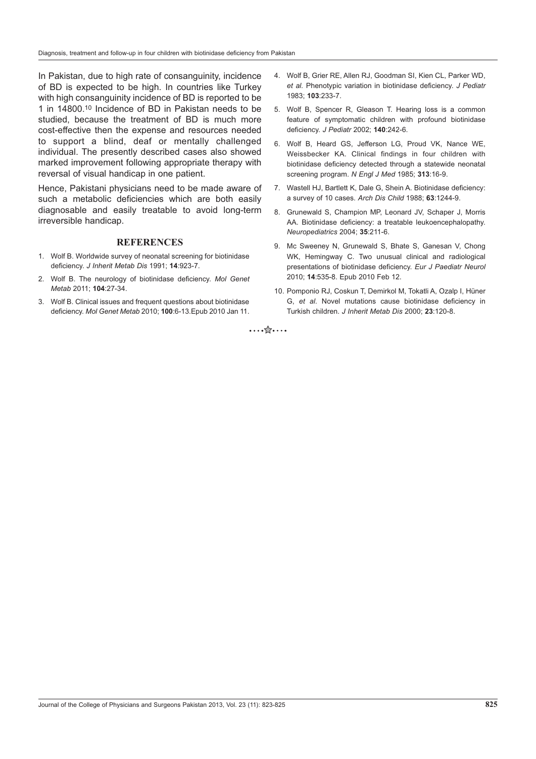In Pakistan, due to high rate of consanguinity, incidence of BD is expected to be high. In countries like Turkey with high consanguinity incidence of BD is reported to be 1 in 14800.[10] Incidence of BD in Pakistan needs to be studied, because the treatment of BD is much more cost-effective then the expense and resources needed to support a blind, deaf or mentally challenged individual. The presently described cases also showed marked improvement following appropriate therapy with reversal of visual handicap in one patient.

Hence, Pakistani physicians need to be made aware of such a metabolic deficiencies which are both easily diagnosable and easily treatable to avoid long-term irreversible handicap.

## REFERENCES

1. Wolf B. Worldwide survey of neonatal screening for biotinidase deficiency. *J Inherit Metab Dis* 1991; **14**:923-7.
2. Wolf B. The neurology of biotinidase deficiency. *Mol Genet Metab* 2011; **104**:27-34.
3. Wolf B. Clinical issues and frequent questions about biotinidase deficiency. *Mol Genet Metab* 2010; **100**:6-13.Epub 2010 Jan 11.
4. Wolf B, Grier RE, Allen RJ, Goodman SI, Kien CL, Parker WD, *et al.* Phenotypic variation in biotinidase deficiency. *J Pediatr* 1983; **103**:233-7.
5. Wolf B, Spencer R, Gleason T. Hearing loss is a common feature of symptomatic children with profound biotinidase deficiency. *J Pediatr* 2002; **140**:242-6.
6. Wolf B, Heard GS, Jefferson LG, Proud VK, Nance WE, Weissbecker KA. Clinical findings in four children with biotinidase deficiency detected through a statewide neonatal screening program. *N Engl J Med* 1985; **313**:16-9.
7. Wastell HJ, Bartlett K, Dale G, Shein A. Biotinidase deficiency: a survey of 10 cases. *Arch Dis Child* 1988; **63**:1244-9.
8. Grunewald S, Champion MP, Leonard JV, Schaper J, Morris AA. Biotinidase deficiency: a treatable leukoencephalopathy. *Neuropediatrics* 2004; **35**:211-6.
9. Mc Sweeney N, Grunewald S, Bhate S, Ganesan V, Chong WK, Hemingway C. Two unusual clinical and radiological presentations of biotinidase deficiency. *Eur J Paediatr Neurol* 2010; **14**:535-8. Epub 2010 Feb 12.
10. Pomponio RJ, Coskun T, Demirkol M, Tokatli A, Ozalp I, Hüner G, *et al.* Novel mutations cause biotinidase deficiency in Turkish children. *J Inherit Metab Dis* 2000; **23**:120-8.